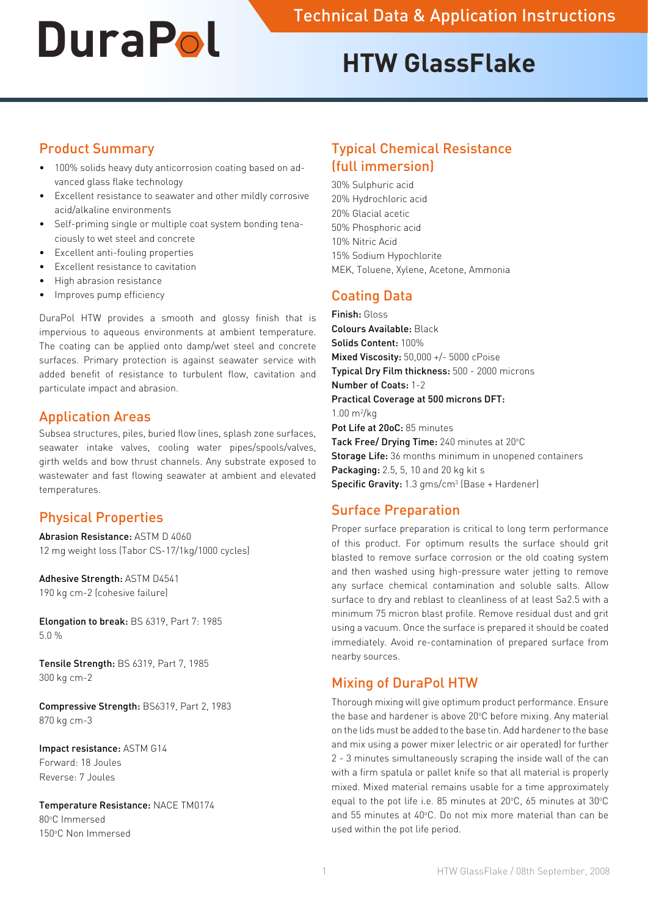# DuraPol

Technical Data & Application Instructions

# HTW GlassFlake

## Product Summary

- 100% solids heavy duty anticorrosion coating based on advanced glass flake technology
- Excellent resistance to seawater and other mildly corrosive acid/alkaline environments
- Self-priming single or multiple coat system bonding tenaciously to wet steel and concrete
- Excellent anti-fouling properties
- Excellent resistance to cavitation
- High abrasion resistance
- Improves pump efficiency

DuraPol HTW provides a smooth and glossy finish that is impervious to aqueous environments at ambient temperature. The coating can be applied onto damp/wet steel and concrete surfaces. Primary protection is against seawater service with added benefit of resistance to turbulent flow, cavitation and particulate impact and abrasion.

## Application Areas

Subsea structures, piles, buried flow lines, splash zone surfaces, seawater intake valves, cooling water pipes/spools/valves, girth welds and bow thrust channels. Any substrate exposed to wastewater and fast flowing seawater at ambient and elevated temperatures.

## Physical Properties

**Abrasion Resistance:** ASTM D 4060
12 mg weight loss (Tabor CS-17/1kg/1000 cycles)

**Adhesive Strength:** ASTM D4541
190 kg cm-2 (cohesive failure)

**Elongation to break:** BS 6319, Part 7: 1985
5.0 %

**Tensile Strength:** BS 6319, Part 7, 1985
300 kg cm-2

**Compressive Strength:** BS6319, Part 2, 1983
870 kg cm-3

**Impact resistance:** ASTM G14
Forward: 18 Joules
Reverse: 7 Joules

**Temperature Resistance:** NACE TM0174
80°C Immersed
150°C Non Immersed

## Typical Chemical Resistance (full immersion)

30% Sulphuric acid
20% Hydrochloric acid
20% Glacial acetic
50% Phosphoric acid
10% Nitric Acid
15% Sodium Hypochlorite
MEK, Toluene, Xylene, Acetone, Ammonia

## Coating Data

**Finish:** Gloss
**Colours Available:** Black
**Solids Content:** 100%
**Mixed Viscosity:** 50,000 +/- 5000 cPoise
**Typical Dry Film thickness:** 500 - 2000 microns
**Number of Coats:** 1-2
**Practical Coverage at 500 microns DFT:**
1.00 $m^2$/kg
**Pot Life at 20oC:** 85 minutes
**Tack Free/ Drying Time:** 240 minutes at 20°C
**Storage Life:** 36 months minimum in unopened containers
**Packaging:** 2.5, 5, 10 and 20 kg kit s
**Specific Gravity:** 1.3 gms/$cm^3$ (Base + Hardener)

## Surface Preparation

Proper surface preparation is critical to long term performance of this product. For optimum results the surface should grit blasted to remove surface corrosion or the old coating system and then washed using high-pressure water jetting to remove any surface chemical contamination and soluble salts. Allow surface to dry and reblast to cleanliness of at least Sa2.5 with a minimum 75 micron blast profile. Remove residual dust and grit using a vacuum. Once the surface is prepared it should be coated immediately. Avoid re-contamination of prepared surface from nearby sources.

## Mixing of DuraPol HTW

Thorough mixing will give optimum product performance. Ensure the base and hardener is above 20°C before mixing. Any material on the lids must be added to the base tin. Add hardener to the base and mix using a power mixer (electric or air operated) for further 2 - 3 minutes simultaneously scraping the inside wall of the can with a firm spatula or pallet knife so that all material is properly mixed. Mixed material remains usable for a time approximately equal to the pot life i.e. 85 minutes at 20°C, 65 minutes at 30°C and 55 minutes at 40°C. Do not mix more material than can be used within the pot life period.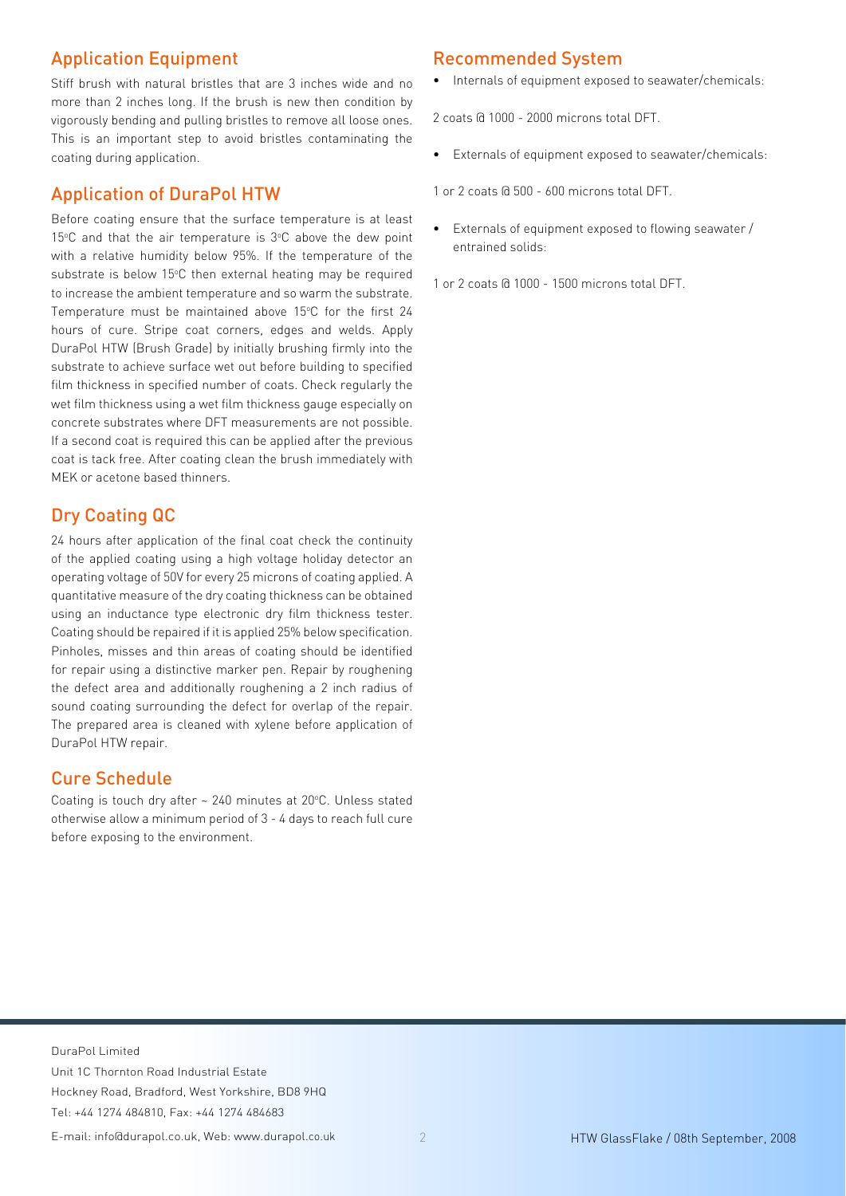## Application Equipment

Stiff brush with natural bristles that are 3 inches wide and no more than 2 inches long. If the brush is new then condition by vigorously bending and pulling bristles to remove all loose ones. This is an important step to avoid bristles contaminating the coating during application.

## Application of DuraPol HTW

Before coating ensure that the surface temperature is at least 15°C and that the air temperature is 3°C above the dew point with a relative humidity below 95%. If the temperature of the substrate is below 15°C then external heating may be required to increase the ambient temperature and so warm the substrate. Temperature must be maintained above 15°C for the first 24 hours of cure. Stripe coat corners, edges and welds. Apply DuraPol HTW (Brush Grade) by initially brushing firmly into the substrate to achieve surface wet out before building to specified film thickness in specified number of coats. Check regularly the wet film thickness using a wet film thickness gauge especially on concrete substrates where DFT measurements are not possible. If a second coat is required this can be applied after the previous coat is tack free. After coating clean the brush immediately with MEK or acetone based thinners.

## Dry Coating QC

24 hours after application of the final coat check the continuity of the applied coating using a high voltage holiday detector an operating voltage of 50V for every 25 microns of coating applied. A quantitative measure of the dry coating thickness can be obtained using an inductance type electronic dry film thickness tester. Coating should be repaired if it is applied 25% below specification. Pinholes, misses and thin areas of coating should be identified for repair using a distinctive marker pen. Repair by roughening the defect area and additionally roughening a 2 inch radius of sound coating surrounding the defect for overlap of the repair. The prepared area is cleaned with xylene before application of DuraPol HTW repair.

## Cure Schedule

Coating is touch dry after ~ 240 minutes at 20°C. Unless stated otherwise allow a minimum period of 3 - 4 days to reach full cure before exposing to the environment.

## Recommended System

- Internals of equipment exposed to seawater/chemicals:

2 coats @ 1000 - 2000 microns total DFT.

- Externals of equipment exposed to seawater/chemicals:

1 or 2 coats @ 500 - 600 microns total DFT.

- Externals of equipment exposed to flowing seawater / entrained solids:

1 or 2 coats @ 1000 - 1500 microns total DFT.

DuraPol Limited
Unit 1C Thornton Road Industrial Estate
Hockney Road, Bradford, West Yorkshire, BD8 9HQ
Tel: +44 1274 484810, Fax: +44 1274 484683
E-mail: info@durapol.co.uk, Web: www.durapol.co.uk

HTW GlassFlake / 08th September, 2008